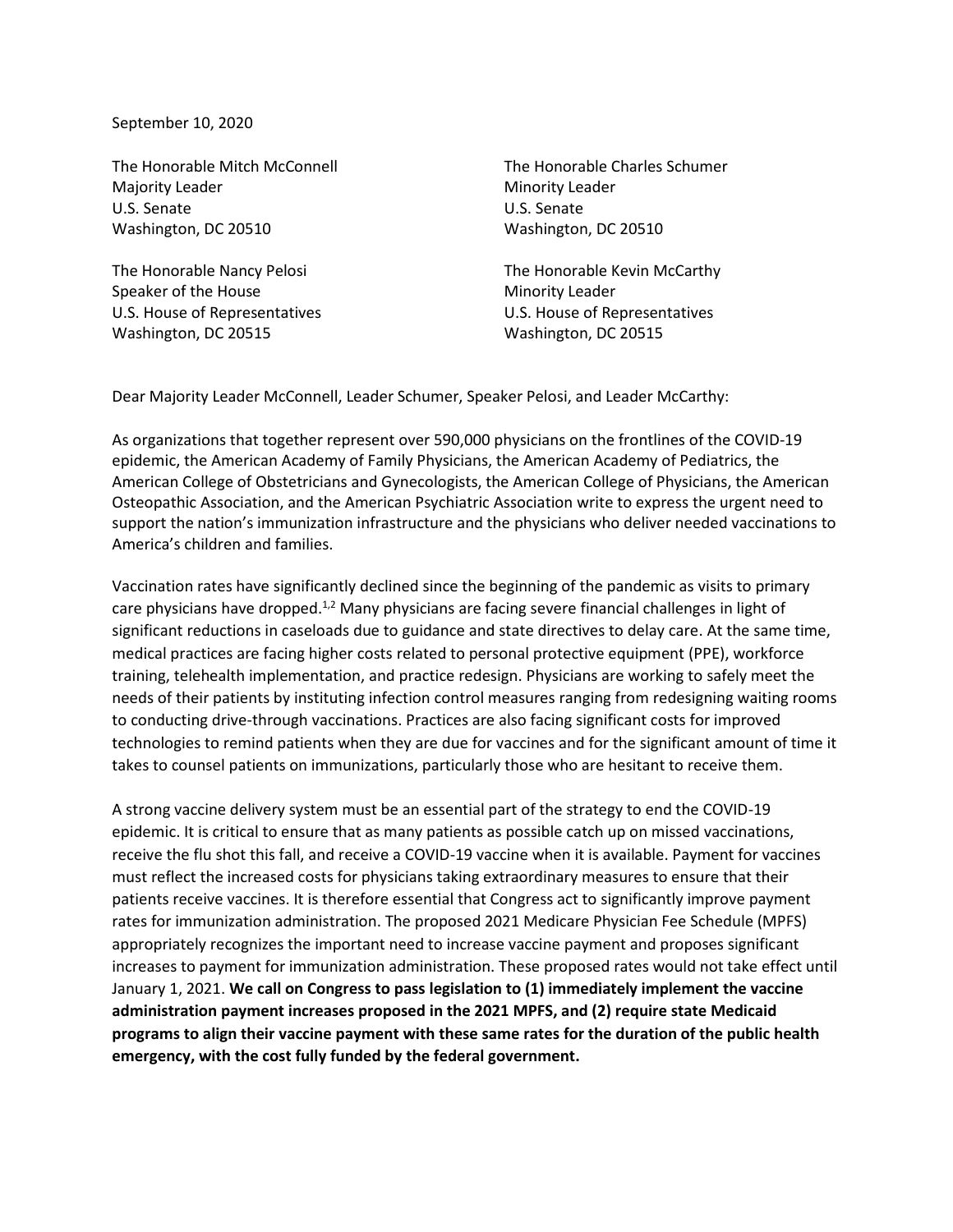September 10, 2020

The Honorable Mitch McConnell
Majority Leader
U.S. Senate
Washington, DC 20510

The Honorable Charles Schumer
Minority Leader
U.S. Senate
Washington, DC 20510

The Honorable Nancy Pelosi
Speaker of the House
U.S. House of Representatives
Washington, DC 20515

The Honorable Kevin McCarthy
Minority Leader
U.S. House of Representatives
Washington, DC 20515

Dear Majority Leader McConnell, Leader Schumer, Speaker Pelosi, and Leader McCarthy:

As organizations that together represent over 590,000 physicians on the frontlines of the COVID-19 epidemic, the American Academy of Family Physicians, the American Academy of Pediatrics, the American College of Obstetricians and Gynecologists, the American College of Physicians, the American Osteopathic Association, and the American Psychiatric Association write to express the urgent need to support the nation's immunization infrastructure and the physicians who deliver needed vaccinations to America's children and families.

Vaccination rates have significantly declined since the beginning of the pandemic as visits to primary care physicians have dropped.[1,2] Many physicians are facing severe financial challenges in light of significant reductions in caseloads due to guidance and state directives to delay care. At the same time, medical practices are facing higher costs related to personal protective equipment (PPE), workforce training, telehealth implementation, and practice redesign. Physicians are working to safely meet the needs of their patients by instituting infection control measures ranging from redesigning waiting rooms to conducting drive-through vaccinations. Practices are also facing significant costs for improved technologies to remind patients when they are due for vaccines and for the significant amount of time it takes to counsel patients on immunizations, particularly those who are hesitant to receive them.

A strong vaccine delivery system must be an essential part of the strategy to end the COVID-19 epidemic. It is critical to ensure that as many patients as possible catch up on missed vaccinations, receive the flu shot this fall, and receive a COVID-19 vaccine when it is available. Payment for vaccines must reflect the increased costs for physicians taking extraordinary measures to ensure that their patients receive vaccines. It is therefore essential that Congress act to significantly improve payment rates for immunization administration. The proposed 2021 Medicare Physician Fee Schedule (MPFS) appropriately recognizes the important need to increase vaccine payment and proposes significant increases to payment for immunization administration. These proposed rates would not take effect until January 1, 2021. **We call on Congress to pass legislation to (1) immediately implement the vaccine administration payment increases proposed in the 2021 MPFS, and (2) require state Medicaid programs to align their vaccine payment with these same rates for the duration of the public health emergency, with the cost fully funded by the federal government.**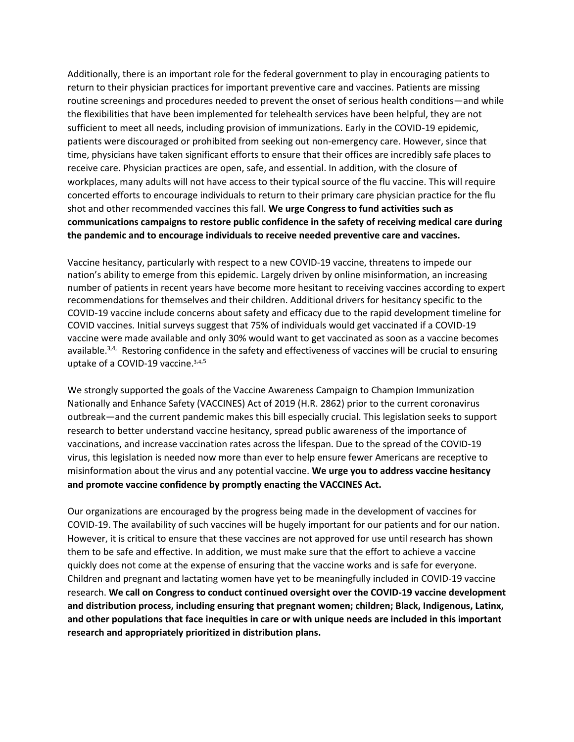Additionally, there is an important role for the federal government to play in encouraging patients to return to their physician practices for important preventive care and vaccines. Patients are missing routine screenings and procedures needed to prevent the onset of serious health conditions—and while the flexibilities that have been implemented for telehealth services have been helpful, they are not sufficient to meet all needs, including provision of immunizations. Early in the COVID-19 epidemic, patients were discouraged or prohibited from seeking out non-emergency care. However, since that time, physicians have taken significant efforts to ensure that their offices are incredibly safe places to receive care. Physician practices are open, safe, and essential. In addition, with the closure of workplaces, many adults will not have access to their typical source of the flu vaccine. This will require concerted efforts to encourage individuals to return to their primary care physician practice for the flu shot and other recommended vaccines this fall. **We urge Congress to fund activities such as communications campaigns to restore public confidence in the safety of receiving medical care during the pandemic and to encourage individuals to receive needed preventive care and vaccines.**

Vaccine hesitancy, particularly with respect to a new COVID-19 vaccine, threatens to impede our nation's ability to emerge from this epidemic. Largely driven by online misinformation, an increasing number of patients in recent years have become more hesitant to receiving vaccines according to expert recommendations for themselves and their children. Additional drivers for hesitancy specific to the COVID-19 vaccine include concerns about safety and efficacy due to the rapid development timeline for COVID vaccines. Initial surveys suggest that 75% of individuals would get vaccinated if a COVID-19 vaccine were made available and only 30% would want to get vaccinated as soon as a vaccine becomes available.[3,4,] Restoring confidence in the safety and effectiveness of vaccines will be crucial to ensuring uptake of a COVID-19 vaccine.[3,4,5]

We strongly supported the goals of the Vaccine Awareness Campaign to Champion Immunization Nationally and Enhance Safety (VACCINES) Act of 2019 (H.R. 2862) prior to the current coronavirus outbreak—and the current pandemic makes this bill especially crucial. This legislation seeks to support research to better understand vaccine hesitancy, spread public awareness of the importance of vaccinations, and increase vaccination rates across the lifespan. Due to the spread of the COVID-19 virus, this legislation is needed now more than ever to help ensure fewer Americans are receptive to misinformation about the virus and any potential vaccine. **We urge you to address vaccine hesitancy and promote vaccine confidence by promptly enacting the VACCINES Act.**

Our organizations are encouraged by the progress being made in the development of vaccines for COVID-19. The availability of such vaccines will be hugely important for our patients and for our nation. However, it is critical to ensure that these vaccines are not approved for use until research has shown them to be safe and effective. In addition, we must make sure that the effort to achieve a vaccine quickly does not come at the expense of ensuring that the vaccine works and is safe for everyone. Children and pregnant and lactating women have yet to be meaningfully included in COVID-19 vaccine research. **We call on Congress to conduct continued oversight over the COVID-19 vaccine development and distribution process, including ensuring that pregnant women; children; Black, Indigenous, Latinx, and other populations that face inequities in care or with unique needs are included in this important research and appropriately prioritized in distribution plans.**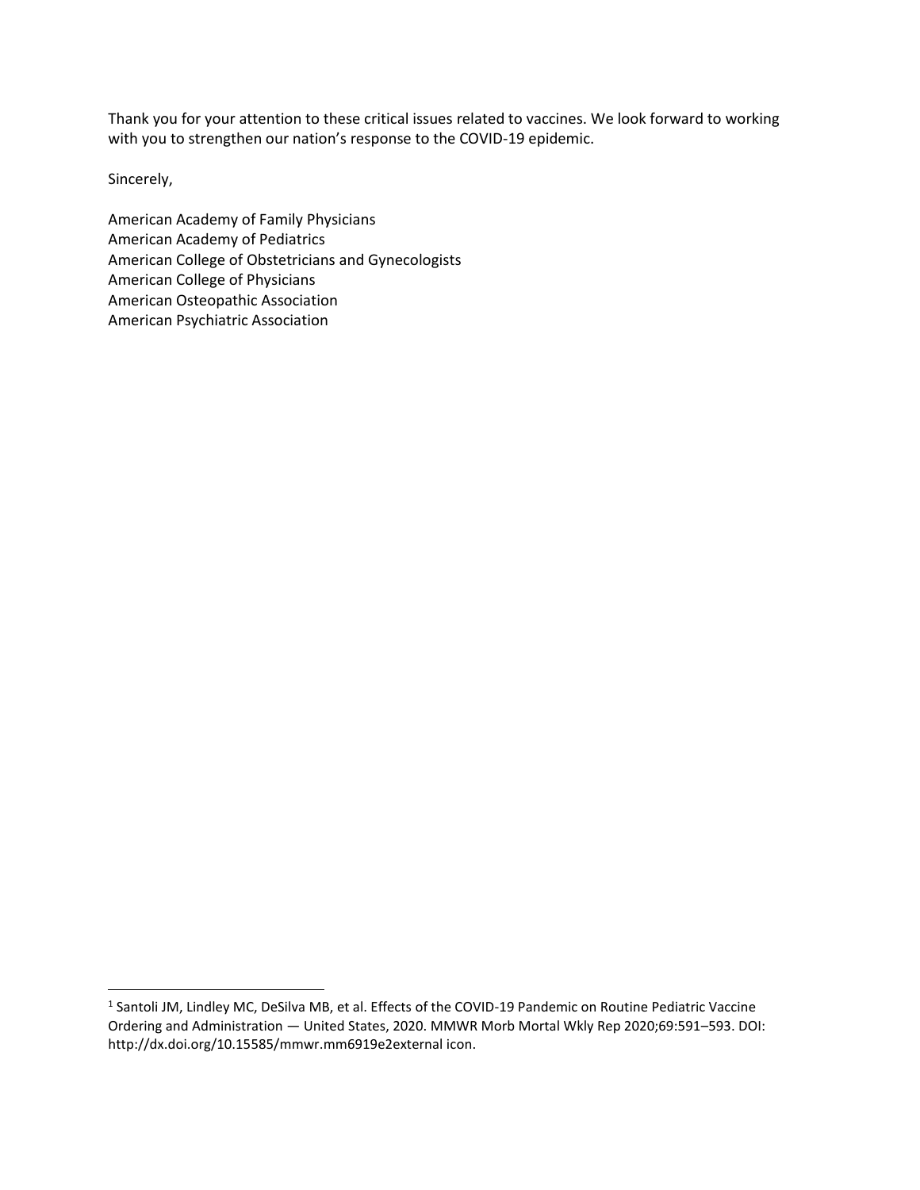Thank you for your attention to these critical issues related to vaccines. We look forward to working with you to strengthen our nation's response to the COVID-19 epidemic.

Sincerely,

American Academy of Family Physicians
American Academy of Pediatrics
American College of Obstetricians and Gynecologists
American College of Physicians
American Osteopathic Association
American Psychiatric Association

---

[1] Santoli JM, Lindley MC, DeSilva MB, et al. Effects of the COVID-19 Pandemic on Routine Pediatric Vaccine Ordering and Administration — United States, 2020. MMWR Morb Mortal Wkly Rep 2020;69:591–593. DOI: http://dx.doi.org/10.15585/mmwr.mm6919e2external icon.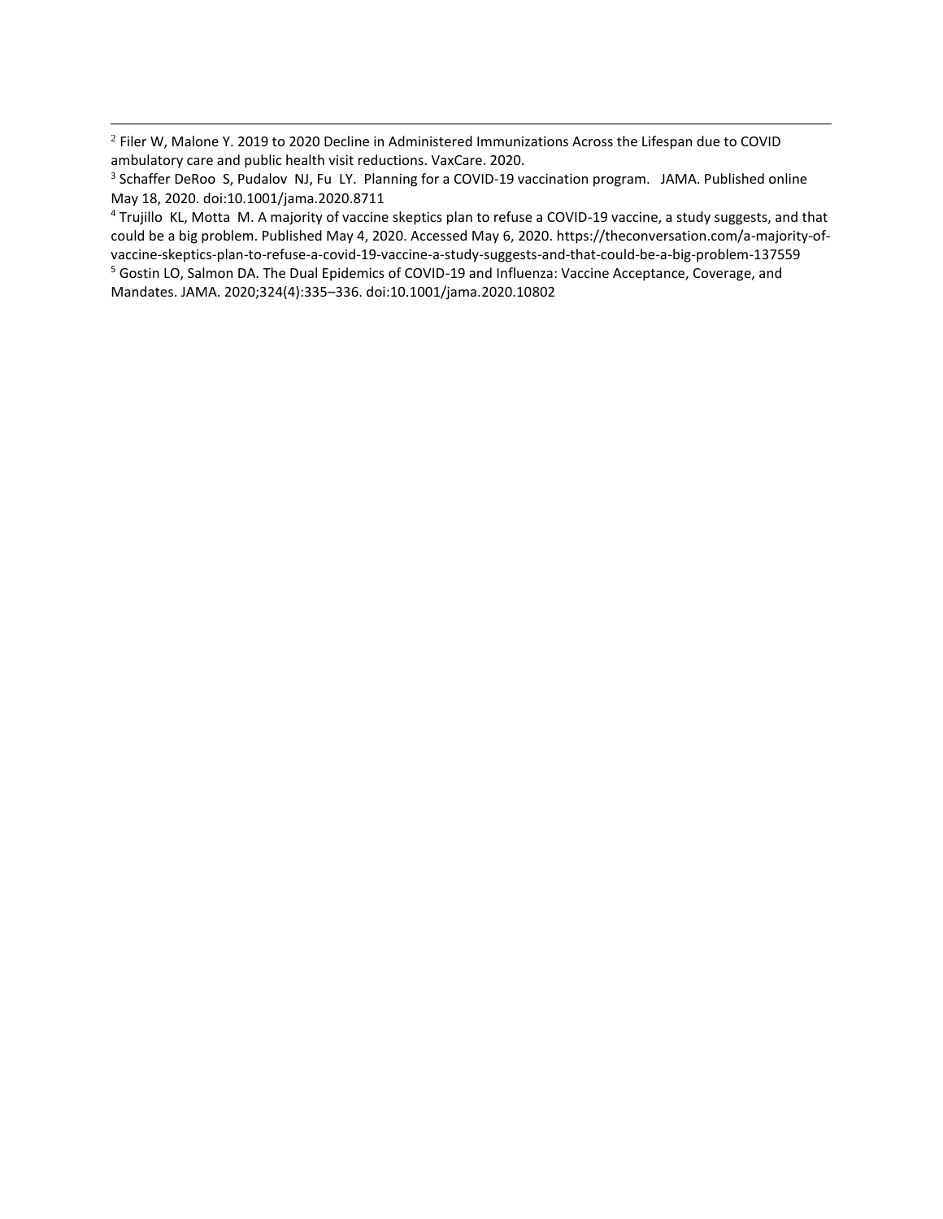---

[2] Filer W, Malone Y. 2019 to 2020 Decline in Administered Immunizations Across the Lifespan due to COVID ambulatory care and public health visit reductions. VaxCare. 2020.

[3] Schaffer DeRoo S, Pudalov NJ, Fu LY. Planning for a COVID-19 vaccination program. JAMA. Published online May 18, 2020. doi:10.1001/jama.2020.8711

[4] Trujillo KL, Motta M. A majority of vaccine skeptics plan to refuse a COVID-19 vaccine, a study suggests, and that could be a big problem. Published May 4, 2020. Accessed May 6, 2020. https://theconversation.com/a-majority-of-vaccine-skeptics-plan-to-refuse-a-covid-19-vaccine-a-study-suggests-and-that-could-be-a-big-problem-137559

[5] Gostin LO, Salmon DA. The Dual Epidemics of COVID-19 and Influenza: Vaccine Acceptance, Coverage, and Mandates. JAMA. 2020;324(4):335–336. doi:10.1001/jama.2020.10802